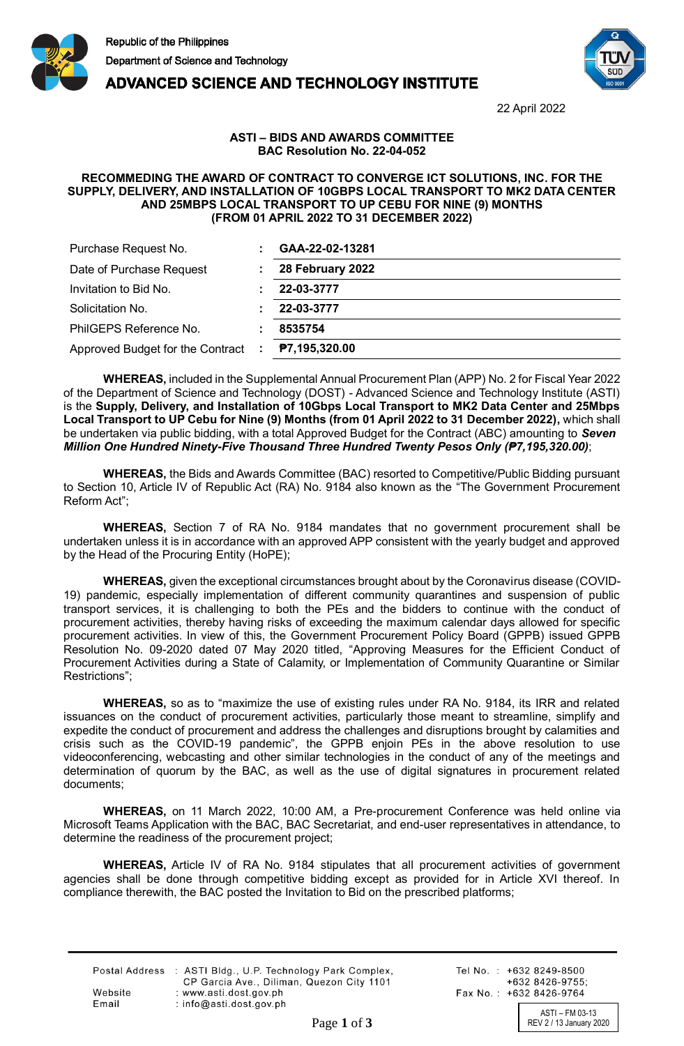Republic of the Philippines
Department of Science and Technology
**ADVANCED SCIENCE AND TECHNOLOGY INSTITUTE**

22 April 2022

**ASTI – BIDS AND AWARDS COMMITTEE**
**BAC Resolution No. 22-04-052**

**RECOMMEDING THE AWARD OF CONTRACT TO CONVERGE ICT SOLUTIONS, INC. FOR THE SUPPLY, DELIVERY, AND INSTALLATION OF 10GBPS LOCAL TRANSPORT TO MK2 DATA CENTER AND 25MBPS LOCAL TRANSPORT TO UP CEBU FOR NINE (9) MONTHS (FROM 01 APRIL 2022 TO 31 DECEMBER 2022)**

| | | |
|---|---|---|
| Purchase Request No. | : | **GAA-22-02-13281** |
| Date of Purchase Request | : | **28 February 2022** |
| Invitation to Bid No. | : | **22-03-3777** |
| Solicitation No. | : | **22-03-3777** |
| PhilGEPS Reference No. | : | **8535754** |
| Approved Budget for the Contract | : | **₱7,195,320.00** |

**WHEREAS,** included in the Supplemental Annual Procurement Plan (APP) No. 2 for Fiscal Year 2022 of the Department of Science and Technology (DOST) - Advanced Science and Technology Institute (ASTI) is the **Supply, Delivery, and Installation of 10Gbps Local Transport to MK2 Data Center and 25Mbps Local Transport to UP Cebu for Nine (9) Months (from 01 April 2022 to 31 December 2022),** which shall be undertaken via public bidding, with a total Approved Budget for the Contract (ABC) amounting to ***Seven Million One Hundred Ninety-Five Thousand Three Hundred Twenty Pesos Only (₱7,195,320.00)***;

**WHEREAS,** the Bids and Awards Committee (BAC) resorted to Competitive/Public Bidding pursuant to Section 10, Article IV of Republic Act (RA) No. 9184 also known as the "The Government Procurement Reform Act";

**WHEREAS,** Section 7 of RA No. 9184 mandates that no government procurement shall be undertaken unless it is in accordance with an approved APP consistent with the yearly budget and approved by the Head of the Procuring Entity (HoPE);

**WHEREAS,** given the exceptional circumstances brought about by the Coronavirus disease (COVID-19) pandemic, especially implementation of different community quarantines and suspension of public transport services, it is challenging to both the PEs and the bidders to continue with the conduct of procurement activities, thereby having risks of exceeding the maximum calendar days allowed for specific procurement activities. In view of this, the Government Procurement Policy Board (GPPB) issued GPPB Resolution No. 09-2020 dated 07 May 2020 titled, "Approving Measures for the Efficient Conduct of Procurement Activities during a State of Calamity, or Implementation of Community Quarantine or Similar Restrictions";

**WHEREAS,** so as to "maximize the use of existing rules under RA No. 9184, its IRR and related issuances on the conduct of procurement activities, particularly those meant to streamline, simplify and expedite the conduct of procurement and address the challenges and disruptions brought by calamities and crisis such as the COVID-19 pandemic", the GPPB enjoin PEs in the above resolution to use videoconferencing, webcasting and other similar technologies in the conduct of any of the meetings and determination of quorum by the BAC, as well as the use of digital signatures in procurement related documents;

**WHEREAS,** on 11 March 2022, 10:00 AM, a Pre-procurement Conference was held online via Microsoft Teams Application with the BAC, BAC Secretariat, and end-user representatives in attendance, to determine the readiness of the procurement project;

**WHEREAS,** Article IV of RA No. 9184 stipulates that all procurement activities of government agencies shall be done through competitive bidding except as provided for in Article XVI thereof. In compliance therewith, the BAC posted the Invitation to Bid on the prescribed platforms;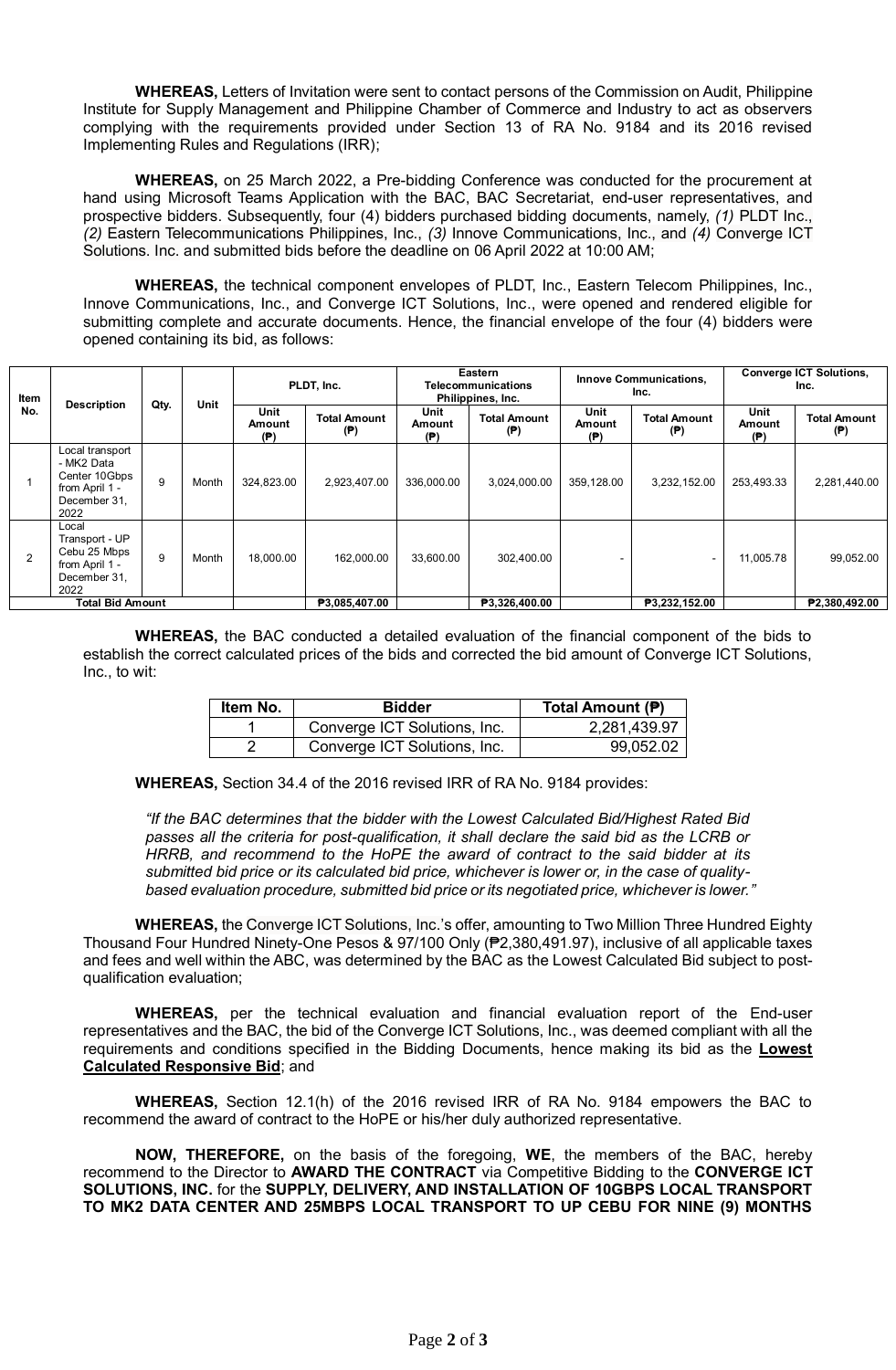**WHEREAS,** Letters of Invitation were sent to contact persons of the Commission on Audit, Philippine Institute for Supply Management and Philippine Chamber of Commerce and Industry to act as observers complying with the requirements provided under Section 13 of RA No. 9184 and its 2016 revised Implementing Rules and Regulations (IRR);

**WHEREAS,** on 25 March 2022, a Pre-bidding Conference was conducted for the procurement at hand using Microsoft Teams Application with the BAC, BAC Secretariat, end-user representatives, and prospective bidders. Subsequently, four (4) bidders purchased bidding documents, namely, *(1)* PLDT Inc., *(2)* Eastern Telecommunications Philippines, Inc., *(3)* Innove Communications, Inc., and *(4)* Converge ICT Solutions. Inc. and submitted bids before the deadline on 06 April 2022 at 10:00 AM;

**WHEREAS,** the technical component envelopes of PLDT, Inc., Eastern Telecom Philippines, Inc., Innove Communications, Inc., and Converge ICT Solutions, Inc., were opened and rendered eligible for submitting complete and accurate documents. Hence, the financial envelope of the four (4) bidders were opened containing its bid, as follows:

| Item No. | Description | Qty. | Unit | PLDT, Inc. | | Eastern Telecommunications Philippines, Inc. | | Innove Communications, Inc. | | Converge ICT Solutions, Inc. | |
|---|---|---|---|---|---|---|---|---|---|---|---|
| | | | | Unit Amount (₱) | Total Amount (₱) | Unit Amount (₱) | Total Amount (₱) | Unit Amount (₱) | Total Amount (₱) | Unit Amount (₱) | Total Amount (₱) |
| 1 | Local transport - MK2 Data Center 10Gbps from April 1 - December 31, 2022 | 9 | Month | 324,823.00 | 2,923,407.00 | 336,000.00 | 3,024,000.00 | 359,128.00 | 3,232,152.00 | 253,493.33 | 2,281,440.00 |
| 2 | Local Transport - UP Cebu 25 Mbps from April 1 - December 31, 2022 | 9 | Month | 18,000.00 | 162,000.00 | 33,600.00 | 302,400.00 | - | - | 11,005.78 | 99,052.00 |
| Total Bid Amount | | | | | ₱3,085,407.00 | | ₱3,326,400.00 | | ₱3,232,152.00 | | ₱2,380,492.00 |

**WHEREAS,** the BAC conducted a detailed evaluation of the financial component of the bids to establish the correct calculated prices of the bids and corrected the bid amount of Converge ICT Solutions, Inc., to wit:

| Item No. | Bidder | Total Amount (₱) |
|---|---|---|
| 1 | Converge ICT Solutions, Inc. | 2,281,439.97 |
| 2 | Converge ICT Solutions, Inc. | 99,052.02 |

**WHEREAS,** Section 34.4 of the 2016 revised IRR of RA No. 9184 provides:

> *"If the BAC determines that the bidder with the Lowest Calculated Bid/Highest Rated Bid passes all the criteria for post-qualification, it shall declare the said bid as the LCRB or HRRB, and recommend to the HoPE the award of contract to the said bidder at its submitted bid price or its calculated bid price, whichever is lower or, in the case of quality-based evaluation procedure, submitted bid price or its negotiated price, whichever is lower."*

**WHEREAS,** the Converge ICT Solutions, Inc.'s offer, amounting to Two Million Three Hundred Eighty Thousand Four Hundred Ninety-One Pesos & 97/100 Only (₱2,380,491.97), inclusive of all applicable taxes and fees and well within the ABC, was determined by the BAC as the Lowest Calculated Bid subject to post-qualification evaluation;

**WHEREAS,** per the technical evaluation and financial evaluation report of the End-user representatives and the BAC, the bid of the Converge ICT Solutions, Inc., was deemed compliant with all the requirements and conditions specified in the Bidding Documents, hence making its bid as the **Lowest Calculated Responsive Bid**; and

**WHEREAS,** Section 12.1(h) of the 2016 revised IRR of RA No. 9184 empowers the BAC to recommend the award of contract to the HoPE or his/her duly authorized representative.

**NOW, THEREFORE,** on the basis of the foregoing, **WE**, the members of the BAC, hereby recommend to the Director to **AWARD THE CONTRACT** via Competitive Bidding to the **CONVERGE ICT SOLUTIONS, INC.** for the **SUPPLY, DELIVERY, AND INSTALLATION OF 10GBPS LOCAL TRANSPORT TO MK2 DATA CENTER AND 25MBPS LOCAL TRANSPORT TO UP CEBU FOR NINE (9) MONTHS**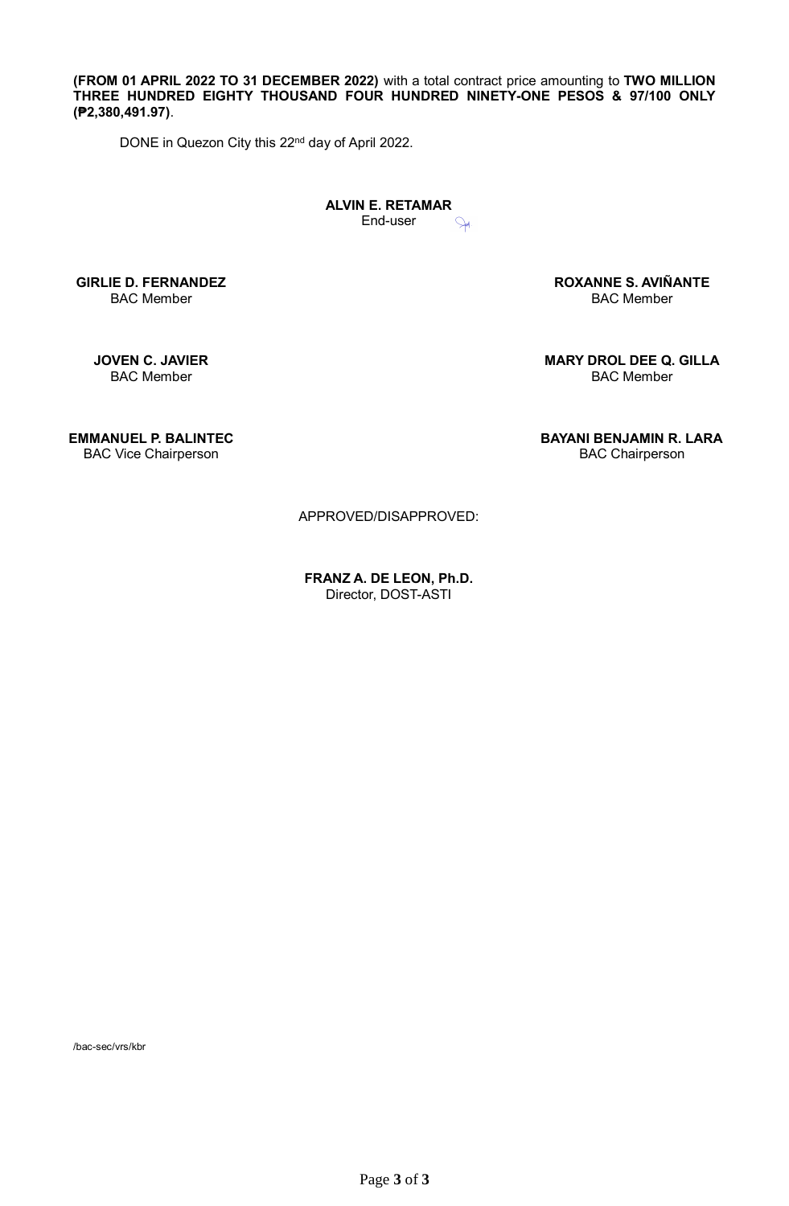**(FROM 01 APRIL 2022 TO 31 DECEMBER 2022)** with a total contract price amounting to **TWO MILLION THREE HUNDRED EIGHTY THOUSAND FOUR HUNDRED NINETY-ONE PESOS & 97/100 ONLY (₱2,380,491.97)**.

DONE in Quezon City this 22nd day of April 2022.

**ALVIN E. RETAMAR**
End-user

**GIRLIE D. FERNANDEZ**
BAC Member

**ROXANNE S. AVIÑANTE**
BAC Member

**JOVEN C. JAVIER**
BAC Member

**MARY DROL DEE Q. GILLA**
BAC Member

**EMMANUEL P. BALINTEC**
BAC Vice Chairperson

**BAYANI BENJAMIN R. LARA**
BAC Chairperson

APPROVED/DISAPPROVED:

**FRANZ A. DE LEON, Ph.D.**
Director, DOST-ASTI

/bac-sec/vrs/kbr